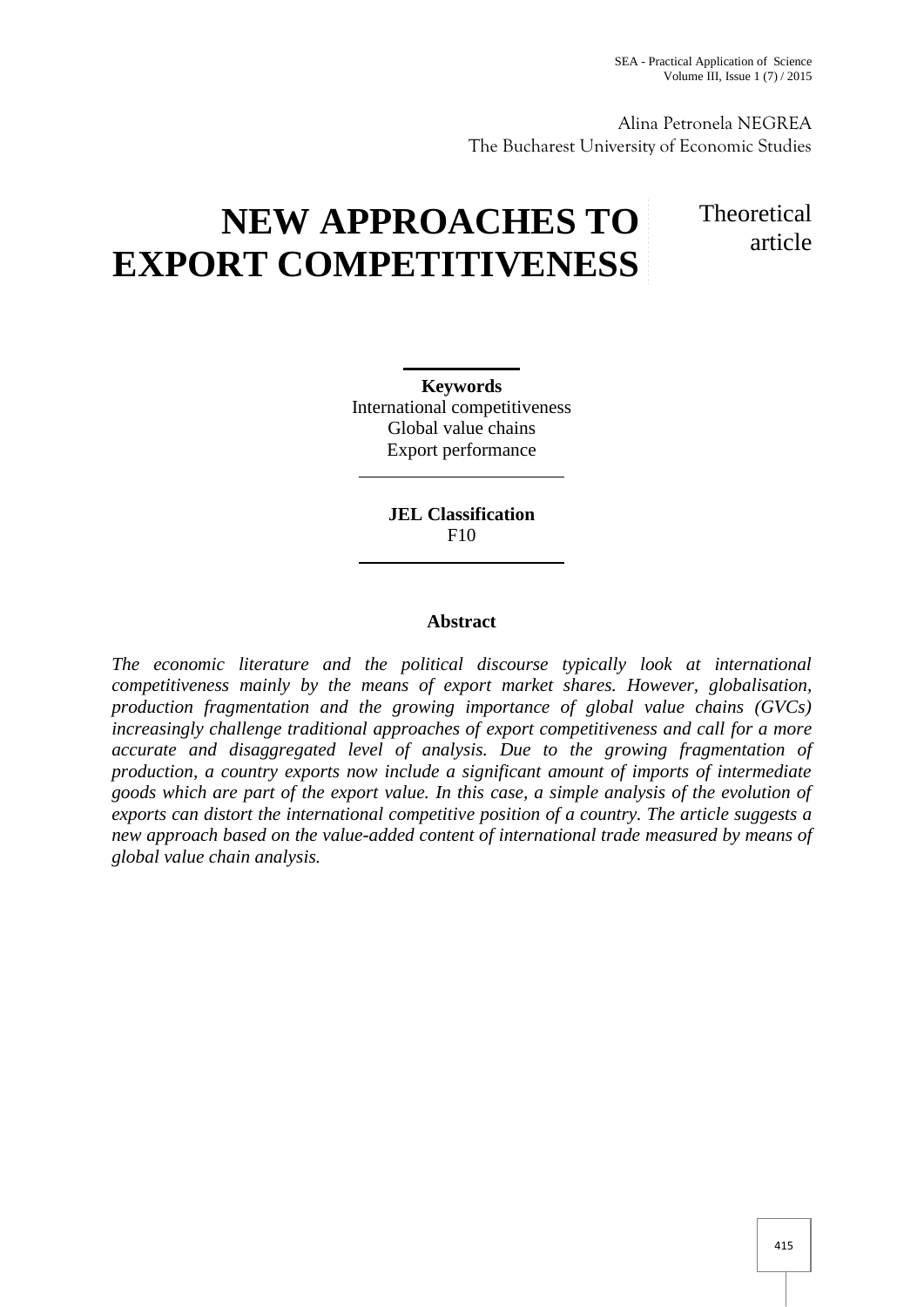Alina Petronela NEGREA
The Bucharest University of Economic Studies

# NEW APPROACHES TO EXPORT COMPETITIVENESS

Theoretical article

**Keywords**
International competitiveness
Global value chains
Export performance

**JEL Classification**
F10

## Abstract

*The economic literature and the political discourse typically look at international competitiveness mainly by the means of export market shares. However, globalisation, production fragmentation and the growing importance of global value chains (GVCs) increasingly challenge traditional approaches of export competitiveness and call for a more accurate and disaggregated level of analysis. Due to the growing fragmentation of production, a country exports now include a significant amount of imports of intermediate goods which are part of the export value. In this case, a simple analysis of the evolution of exports can distort the international competitive position of a country. The article suggests a new approach based on the value-added content of international trade measured by means of global value chain analysis.*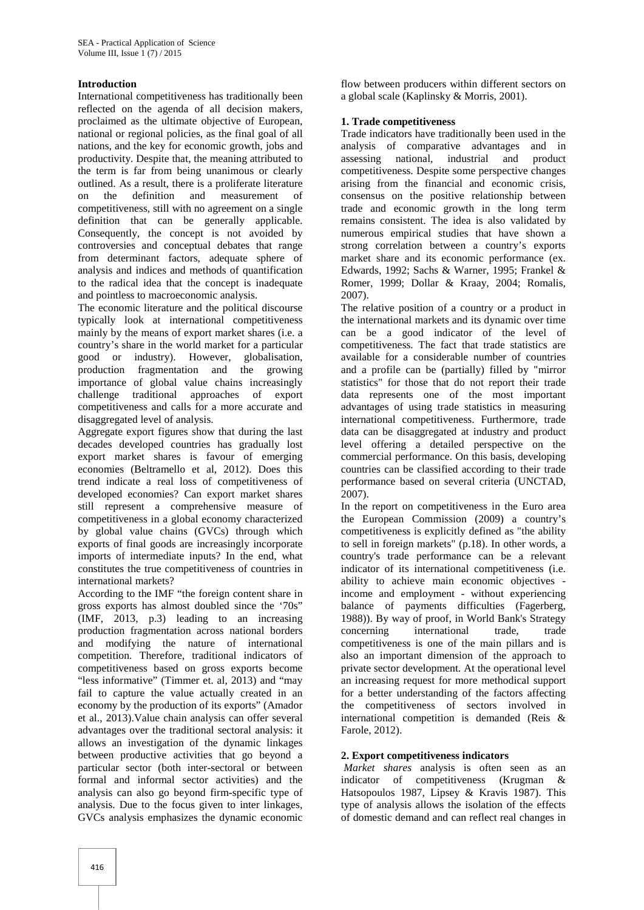## Introduction

International competitiveness has traditionally been reflected on the agenda of all decision makers, proclaimed as the ultimate objective of European, national or regional policies, as the final goal of all nations, and the key for economic growth, jobs and productivity. Despite that, the meaning attributed to the term is far from being unanimous or clearly outlined. As a result, there is a proliferate literature on the definition and measurement of competitiveness, still with no agreement on a single definition that can be generally applicable. Consequently, the concept is not avoided by controversies and conceptual debates that range from determinant factors, adequate sphere of analysis and indices and methods of quantification to the radical idea that the concept is inadequate and pointless to macroeconomic analysis.

The economic literature and the political discourse typically look at international competitiveness mainly by the means of export market shares (i.e. a country's share in the world market for a particular good or industry). However, globalisation, production fragmentation and the growing importance of global value chains increasingly challenge traditional approaches of export competitiveness and calls for a more accurate and disaggregated level of analysis.

Aggregate export figures show that during the last decades developed countries has gradually lost export market shares is favour of emerging economies (Beltramello et al, 2012). Does this trend indicate a real loss of competitiveness of developed economies? Can export market shares still represent a comprehensive measure of competitiveness in a global economy characterized by global value chains (GVCs) through which exports of final goods are increasingly incorporate imports of intermediate inputs? In the end, what constitutes the true competitiveness of countries in international markets?

According to the IMF "the foreign content share in gross exports has almost doubled since the '70s" (IMF, 2013, p.3) leading to an increasing production fragmentation across national borders and modifying the nature of international competition. Therefore, traditional indicators of competitiveness based on gross exports become "less informative" (Timmer et. al, 2013) and "may fail to capture the value actually created in an economy by the production of its exports" (Amador et al., 2013).Value chain analysis can offer several advantages over the traditional sectoral analysis: it allows an investigation of the dynamic linkages between productive activities that go beyond a particular sector (both inter-sectoral or between formal and informal sector activities) and the analysis can also go beyond firm-specific type of analysis. Due to the focus given to inter linkages, GVCs analysis emphasizes the dynamic economic flow between producers within different sectors on a global scale (Kaplinsky & Morris, 2001).

## 1. Trade competitiveness

Trade indicators have traditionally been used in the analysis of comparative advantages and in assessing national, industrial and product competitiveness. Despite some perspective changes arising from the financial and economic crisis, consensus on the positive relationship between trade and economic growth in the long term remains consistent. The idea is also validated by numerous empirical studies that have shown a strong correlation between a country's exports market share and its economic performance (ex. Edwards, 1992; Sachs & Warner, 1995; Frankel & Romer, 1999; Dollar & Kraay, 2004; Romalis, 2007).

The relative position of a country or a product in the international markets and its dynamic over time can be a good indicator of the level of competitiveness. The fact that trade statistics are available for a considerable number of countries and a profile can be (partially) filled by "mirror statistics" for those that do not report their trade data represents one of the most important advantages of using trade statistics in measuring international competitiveness. Furthermore, trade data can be disaggregated at industry and product level offering a detailed perspective on the commercial performance. On this basis, developing countries can be classified according to their trade performance based on several criteria (UNCTAD, 2007).

In the report on competitiveness in the Euro area the European Commission (2009) a country's competitiveness is explicitly defined as "the ability to sell in foreign markets" (p.18). In other words, a country's trade performance can be a relevant indicator of its international competitiveness (i.e. ability to achieve main economic objectives - income and employment - without experiencing balance of payments difficulties (Fagerberg, 1988)). By way of proof, in World Bank's Strategy concerning international trade, trade competitiveness is one of the main pillars and is also an important dimension of the approach to private sector development. At the operational level an increasing request for more methodical support for a better understanding of the factors affecting the competitiveness of sectors involved in international competition is demanded (Reis & Farole, 2012).

## 2. Export competitiveness indicators

*Market shares* analysis is often seen as an indicator of competitiveness (Krugman & Hatsopoulos 1987, Lipsey & Kravis 1987). This type of analysis allows the isolation of the effects of domestic demand and can reflect real changes in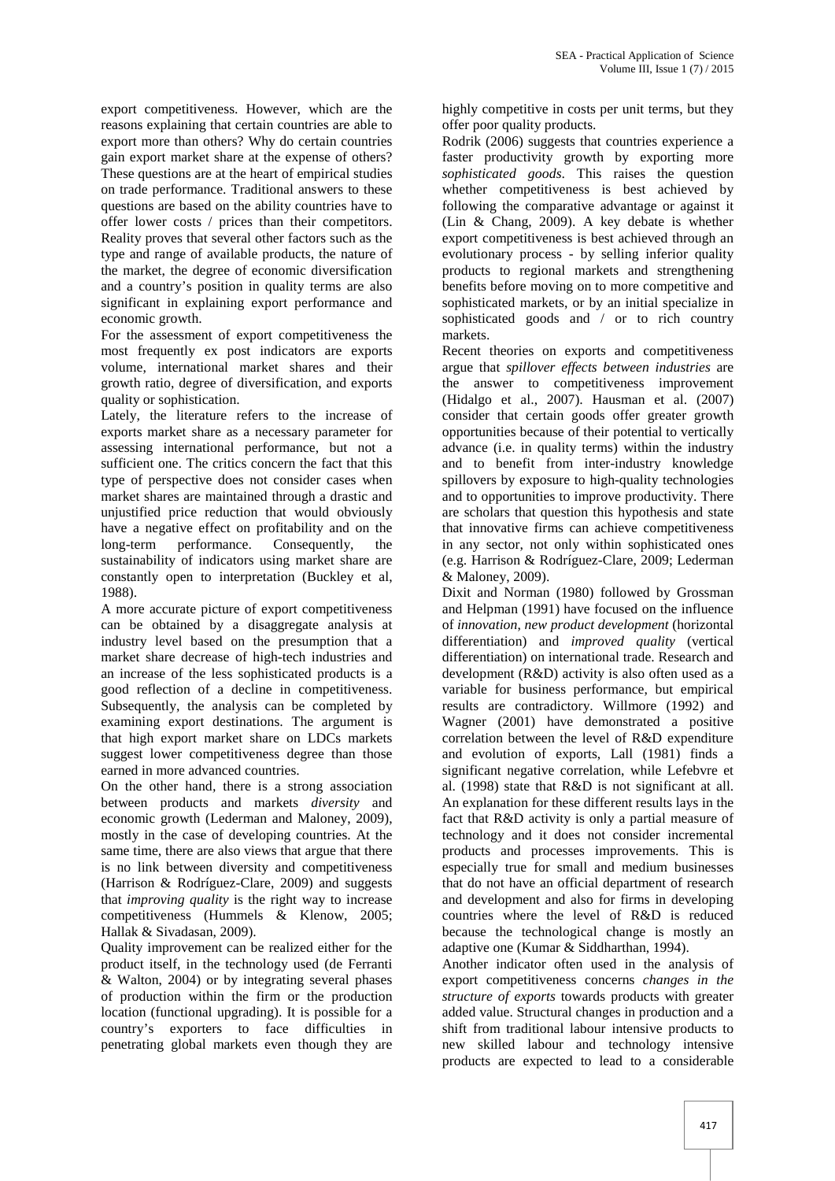export competitiveness. However, which are the reasons explaining that certain countries are able to export more than others? Why do certain countries gain export market share at the expense of others? These questions are at the heart of empirical studies on trade performance. Traditional answers to these questions are based on the ability countries have to offer lower costs / prices than their competitors. Reality proves that several other factors such as the type and range of available products, the nature of the market, the degree of economic diversification and a country's position in quality terms are also significant in explaining export performance and economic growth.

For the assessment of export competitiveness the most frequently ex post indicators are exports volume, international market shares and their growth ratio, degree of diversification, and exports quality or sophistication.

Lately, the literature refers to the increase of exports market share as a necessary parameter for assessing international performance, but not a sufficient one. The critics concern the fact that this type of perspective does not consider cases when market shares are maintained through a drastic and unjustified price reduction that would obviously have a negative effect on profitability and on the long-term performance. Consequently, the sustainability of indicators using market share are constantly open to interpretation (Buckley et al, 1988).

A more accurate picture of export competitiveness can be obtained by a disaggregate analysis at industry level based on the presumption that a market share decrease of high-tech industries and an increase of the less sophisticated products is a good reflection of a decline in competitiveness. Subsequently, the analysis can be completed by examining export destinations. The argument is that high export market share on LDCs markets suggest lower competitiveness degree than those earned in more advanced countries.

On the other hand, there is a strong association between products and markets *diversity* and economic growth (Lederman and Maloney, 2009), mostly in the case of developing countries. At the same time, there are also views that argue that there is no link between diversity and competitiveness (Harrison & Rodríguez-Clare, 2009) and suggests that *improving quality* is the right way to increase competitiveness (Hummels & Klenow, 2005; Hallak & Sivadasan, 2009).

Quality improvement can be realized either for the product itself, in the technology used (de Ferranti & Walton, 2004) or by integrating several phases of production within the firm or the production location (functional upgrading). It is possible for a country's exporters to face difficulties in penetrating global markets even though they are highly competitive in costs per unit terms, but they offer poor quality products.

Rodrik (2006) suggests that countries experience a faster productivity growth by exporting more *sophisticated goods*. This raises the question whether competitiveness is best achieved by following the comparative advantage or against it (Lin & Chang, 2009). A key debate is whether export competitiveness is best achieved through an evolutionary process - by selling inferior quality products to regional markets and strengthening benefits before moving on to more competitive and sophisticated markets, or by an initial specialize in sophisticated goods and / or to rich country markets.

Recent theories on exports and competitiveness argue that *spillover effects between industries* are the answer to competitiveness improvement (Hidalgo et al., 2007). Hausman et al. (2007) consider that certain goods offer greater growth opportunities because of their potential to vertically advance (i.e. in quality terms) within the industry and to benefit from inter-industry knowledge spillovers by exposure to high-quality technologies and to opportunities to improve productivity. There are scholars that question this hypothesis and state that innovative firms can achieve competitiveness in any sector, not only within sophisticated ones (e.g. Harrison & Rodríguez-Clare, 2009; Lederman & Maloney, 2009).

Dixit and Norman (1980) followed by Grossman and Helpman (1991) have focused on the influence of *innovation*, *new product development* (horizontal differentiation) and *improved quality* (vertical differentiation) on international trade. Research and development (R&D) activity is also often used as a variable for business performance, but empirical results are contradictory. Willmore (1992) and Wagner (2001) have demonstrated a positive correlation between the level of R&D expenditure and evolution of exports, Lall (1981) finds a significant negative correlation, while Lefebvre et al. (1998) state that R&D is not significant at all. An explanation for these different results lays in the fact that R&D activity is only a partial measure of technology and it does not consider incremental products and processes improvements. This is especially true for small and medium businesses that do not have an official department of research and development and also for firms in developing countries where the level of R&D is reduced because the technological change is mostly an adaptive one (Kumar & Siddharthan, 1994).

Another indicator often used in the analysis of export competitiveness concerns *changes in the structure of exports* towards products with greater added value. Structural changes in production and a shift from traditional labour intensive products to new skilled labour and technology intensive products are expected to lead to a considerable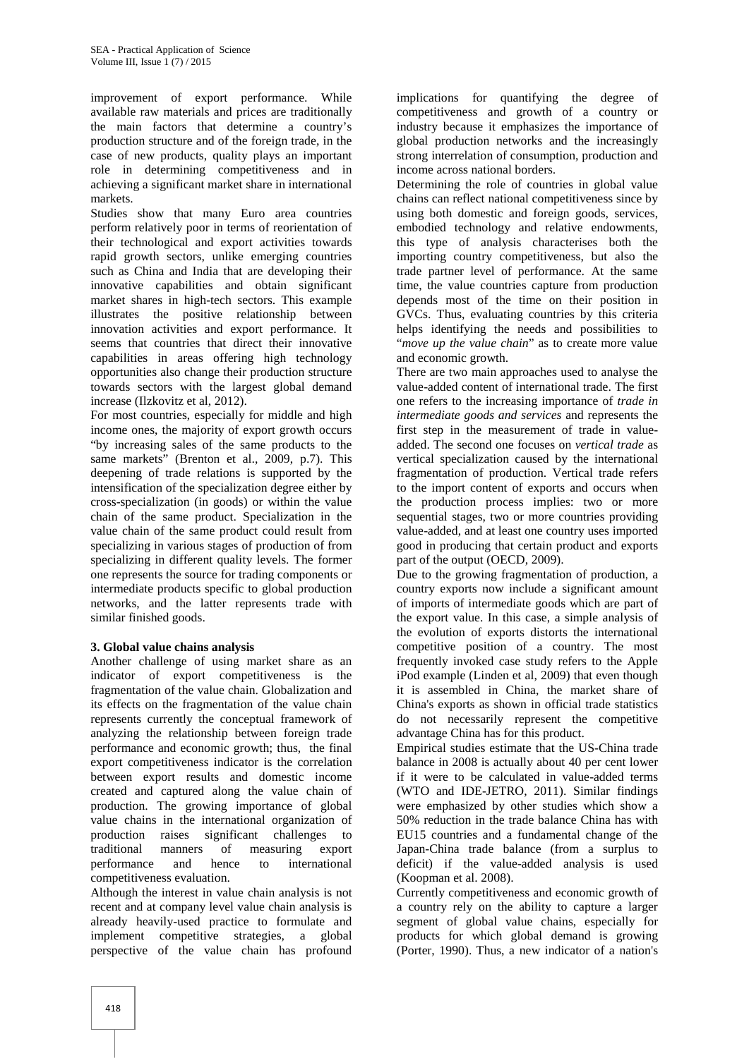improvement of export performance. While available raw materials and prices are traditionally the main factors that determine a country's production structure and of the foreign trade, in the case of new products, quality plays an important role in determining competitiveness and in achieving a significant market share in international markets.

Studies show that many Euro area countries perform relatively poor in terms of reorientation of their technological and export activities towards rapid growth sectors, unlike emerging countries such as China and India that are developing their innovative capabilities and obtain significant market shares in high-tech sectors. This example illustrates the positive relationship between innovation activities and export performance. It seems that countries that direct their innovative capabilities in areas offering high technology opportunities also change their production structure towards sectors with the largest global demand increase (Ilzkovitz et al, 2012).

For most countries, especially for middle and high income ones, the majority of export growth occurs "by increasing sales of the same products to the same markets" (Brenton et al., 2009, p.7). This deepening of trade relations is supported by the intensification of the specialization degree either by cross-specialization (in goods) or within the value chain of the same product. Specialization in the value chain of the same product could result from specializing in various stages of production of from specializing in different quality levels. The former one represents the source for trading components or intermediate products specific to global production networks, and the latter represents trade with similar finished goods.

## 3. Global value chains analysis

Another challenge of using market share as an indicator of export competitiveness is the fragmentation of the value chain. Globalization and its effects on the fragmentation of the value chain represents currently the conceptual framework of analyzing the relationship between foreign trade performance and economic growth; thus, the final export competitiveness indicator is the correlation between export results and domestic income created and captured along the value chain of production. The growing importance of global value chains in the international organization of production raises significant challenges to traditional manners of measuring export performance and hence to international competitiveness evaluation.

Although the interest in value chain analysis is not recent and at company level value chain analysis is already heavily-used practice to formulate and implement competitive strategies, a global perspective of the value chain has profound implications for quantifying the degree of competitiveness and growth of a country or industry because it emphasizes the importance of global production networks and the increasingly strong interrelation of consumption, production and income across national borders.

Determining the role of countries in global value chains can reflect national competitiveness since by using both domestic and foreign goods, services, embodied technology and relative endowments, this type of analysis characterises both the importing country competitiveness, but also the trade partner level of performance. At the same time, the value countries capture from production depends most of the time on their position in GVCs. Thus, evaluating countries by this criteria helps identifying the needs and possibilities to "*move up the value chain*" as to create more value and economic growth.

There are two main approaches used to analyse the value-added content of international trade. The first one refers to the increasing importance of *trade in intermediate goods and services* and represents the first step in the measurement of trade in value-added. The second one focuses on *vertical trade* as vertical specialization caused by the international fragmentation of production. Vertical trade refers to the import content of exports and occurs when the production process implies: two or more sequential stages, two or more countries providing value-added, and at least one country uses imported good in producing that certain product and exports part of the output (OECD, 2009).

Due to the growing fragmentation of production, a country exports now include a significant amount of imports of intermediate goods which are part of the export value. In this case, a simple analysis of the evolution of exports distorts the international competitive position of a country. The most frequently invoked case study refers to the Apple iPod example (Linden et al, 2009) that even though it is assembled in China, the market share of China's exports as shown in official trade statistics do not necessarily represent the competitive advantage China has for this product.

Empirical studies estimate that the US-China trade balance in 2008 is actually about 40 per cent lower if it were to be calculated in value-added terms (WTO and IDE-JETRO, 2011). Similar findings were emphasized by other studies which show a 50% reduction in the trade balance China has with EU15 countries and a fundamental change of the Japan-China trade balance (from a surplus to deficit) if the value-added analysis is used (Koopman et al. 2008).

Currently competitiveness and economic growth of a country rely on the ability to capture a larger segment of global value chains, especially for products for which global demand is growing (Porter, 1990). Thus, a new indicator of a nation's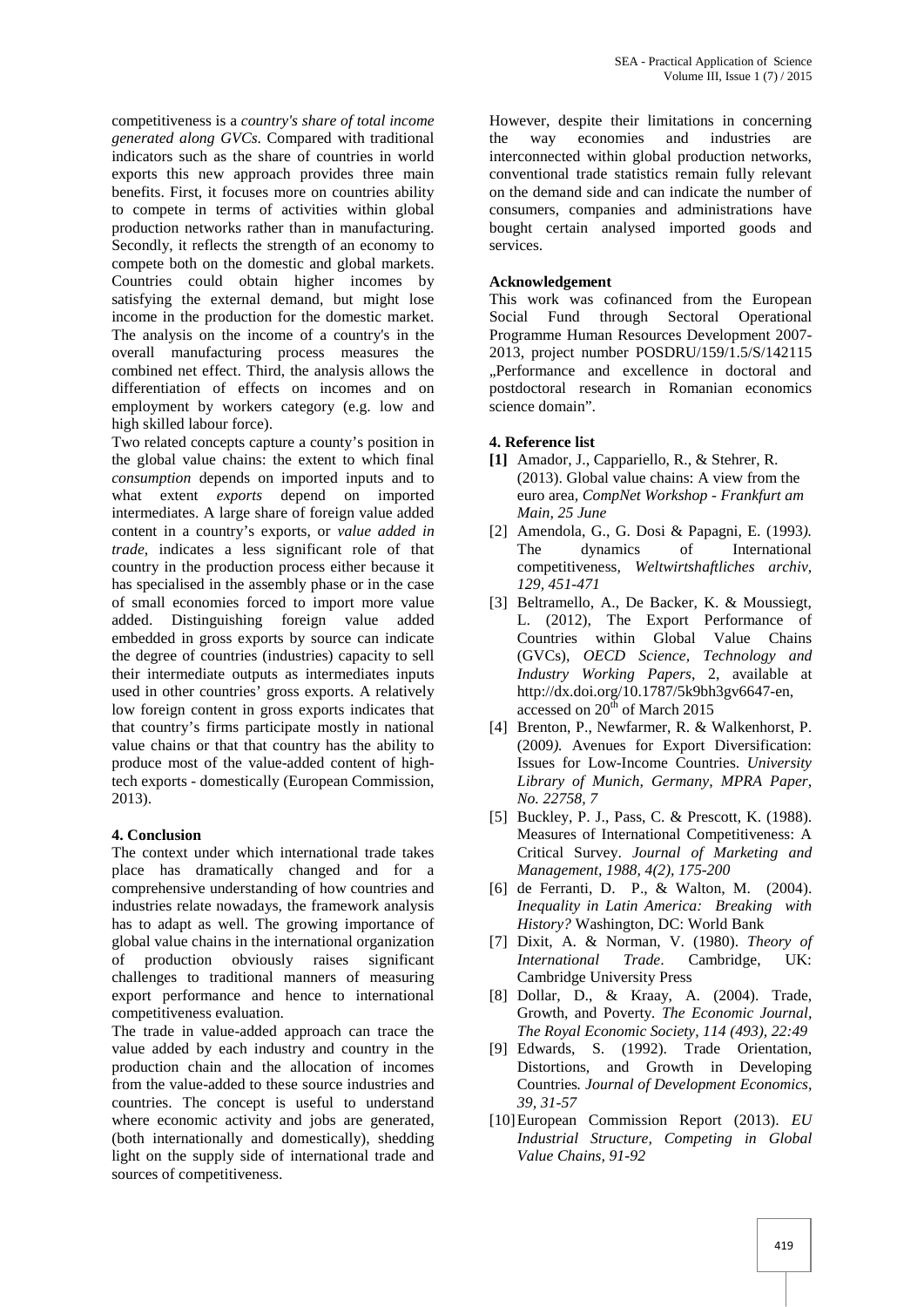competitiveness is a *country's share of total income generated along GVCs*. Compared with traditional indicators such as the share of countries in world exports this new approach provides three main benefits. First, it focuses more on countries ability to compete in terms of activities within global production networks rather than in manufacturing. Secondly, it reflects the strength of an economy to compete both on the domestic and global markets. Countries could obtain higher incomes by satisfying the external demand, but might lose income in the production for the domestic market. The analysis on the income of a country's in the overall manufacturing process measures the combined net effect. Third, the analysis allows the differentiation of effects on incomes and on employment by workers category (e.g. low and high skilled labour force).

Two related concepts capture a county's position in the global value chains: the extent to which final *consumption* depends on imported inputs and to what extent *exports* depend on imported intermediates. A large share of foreign value added content in a country's exports, or *value added in trade*, indicates a less significant role of that country in the production process either because it has specialised in the assembly phase or in the case of small economies forced to import more value added. Distinguishing foreign value added embedded in gross exports by source can indicate the degree of countries (industries) capacity to sell their intermediate outputs as intermediates inputs used in other countries' gross exports. A relatively low foreign content in gross exports indicates that that country's firms participate mostly in national value chains or that that country has the ability to produce most of the value-added content of high-tech exports - domestically (European Commission, 2013).

## 4. Conclusion

The context under which international trade takes place has dramatically changed and for a comprehensive understanding of how countries and industries relate nowadays, the framework analysis has to adapt as well. The growing importance of global value chains in the international organization of production obviously raises significant challenges to traditional manners of measuring export performance and hence to international competitiveness evaluation.

The trade in value-added approach can trace the value added by each industry and country in the production chain and the allocation of incomes from the value-added to these source industries and countries. The concept is useful to understand where economic activity and jobs are generated, (both internationally and domestically), shedding light on the supply side of international trade and sources of competitiveness.

However, despite their limitations in concerning the way economies and industries are interconnected within global production networks, conventional trade statistics remain fully relevant on the demand side and can indicate the number of consumers, companies and administrations have bought certain analysed imported goods and services.

## Acknowledgement

This work was cofinanced from the European Social Fund through Sectoral Operational Programme Human Resources Development 2007-2013, project number POSDRU/159/1.5/S/142115 „Performance and excellence in doctoral and postdoctoral research in Romanian economics science domain".

## 4. Reference list

**[1]** Amador, J., Cappariello, R., & Stehrer, R. (2013). Global value chains: A view from the euro area, *CompNet Workshop - Frankfurt am Main, 25 June*

[2] Amendola, G., G. Dosi & Papagni, E. (1993*).* The dynamics of International competitiveness*, Weltwirtshaftliches archiv, 129, 451-471*

[3] Beltramello, A., De Backer, K. & Moussiegt, L. (2012), The Export Performance of Countries within Global Value Chains (GVCs), *OECD Science, Technology and Industry Working Papers*, 2, available at http://dx.doi.org/10.1787/5k9bh3gv6647-en, accessed on 20th of March 2015

[4] Brenton, P., Newfarmer, R. & Walkenhorst, P. (2009*).* Avenues for Export Diversification: Issues for Low-Income Countries. *University Library of Munich, Germany, MPRA Paper, No. 22758, 7*

[5] Buckley, P. J., Pass, C. & Prescott, K. (1988). Measures of International Competitiveness: A Critical Survey. *Journal of Marketing and Management, 1988, 4(2), 175-200*

[6] de Ferranti, D. P., & Walton, M. (2004). *Inequality in Latin America: Breaking with History?* Washington, DC: World Bank

[7] Dixit, A. & Norman, V. (1980). *Theory of International Trade*. Cambridge, UK: Cambridge University Press

[8] Dollar, D., & Kraay, A. (2004). Trade, Growth, and Poverty. *The Economic Journal, The Royal Economic Society, 114 (493), 22:49*

[9] Edwards, S. (1992). Trade Orientation, Distortions, and Growth in Developing Countries*. Journal of Development Economics, 39, 31-57*

[10] European Commission Report (2013). *EU Industrial Structure, Competing in Global Value Chains, 91-92*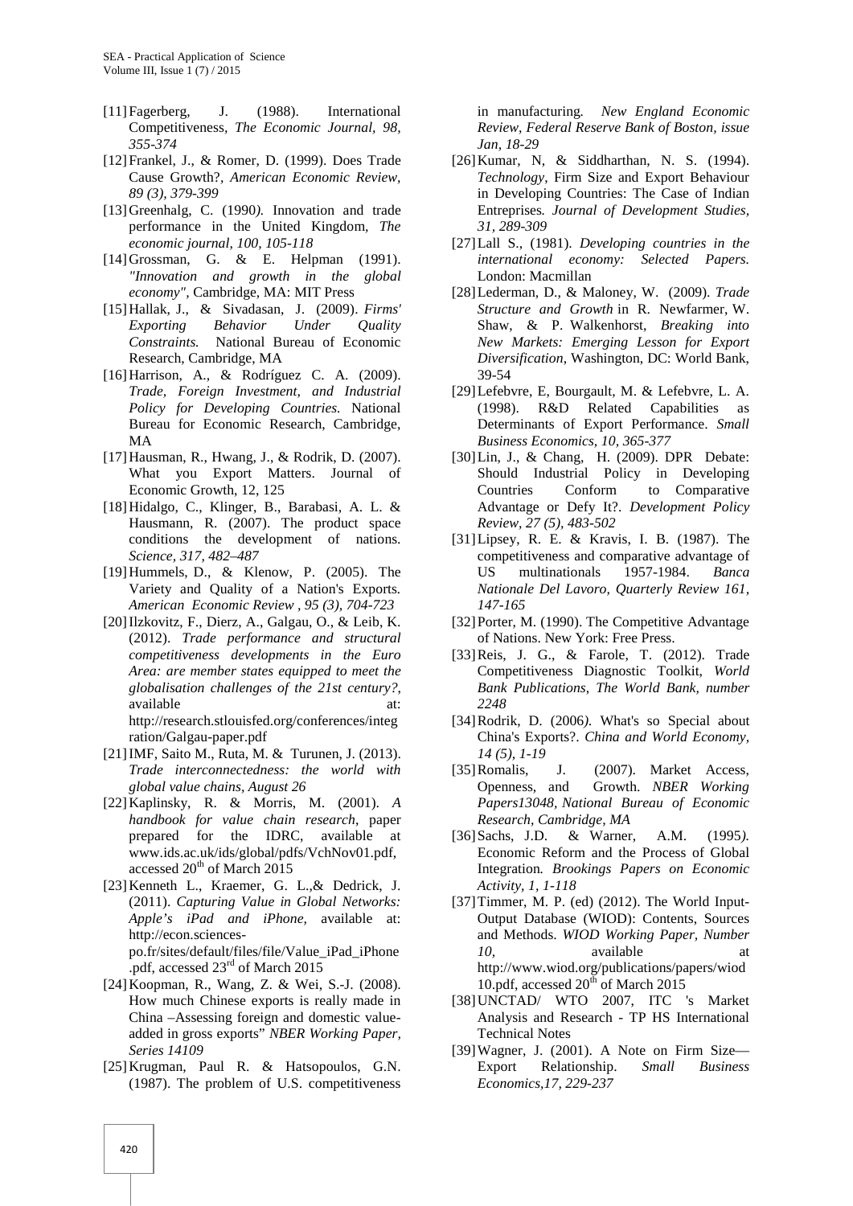[11] Fagerberg, J. (1988). International Competitiveness, *The Economic Journal, 98, 355-374*

[12] Frankel, J., & Romer, D. (1999). Does Trade Cause Growth?, *American Economic Review, 89 (3), 379-399*

[13] Greenhalg, C. (1990*).* Innovation and trade performance in the United Kingdom, *The economic journal, 100, 105-118*

[14] Grossman, G. & E. Helpman (1991). *"Innovation and growth in the global economy"*, Cambridge, MA: MIT Press

[15] Hallak, J., & Sivadasan, J. (2009). *Firms' Exporting Behavior Under Quality Constraints.* National Bureau of Economic Research, Cambridge, MA

[16] Harrison, A., & Rodríguez C. A. (2009). *Trade, Foreign Investment, and Industrial Policy for Developing Countries.* National Bureau for Economic Research, Cambridge, MA

[17] Hausman, R., Hwang, J., & Rodrik, D. (2007). What you Export Matters. Journal of Economic Growth, 12, 125

[18] Hidalgo, C., Klinger, B., Barabasi, A. L. & Hausmann, R. (2007). The product space conditions the development of nations. *Science, 317, 482–487*

[19] Hummels, D., & Klenow, P. (2005). The Variety and Quality of a Nation's Exports. *American Economic Review , 95 (3), 704-723*

[20] Ilzkovitz, F., Dierz, A., Galgau, O., & Leib, K. (2012). *Trade performance and structural competitiveness developments in the Euro Area: are member states equipped to meet the globalisation challenges of the 21st century?*, available at: http://research.stlouisfed.org/conferences/integration/Galgau-paper.pdf

[21] IMF, Saito M., Ruta, M. & Turunen, J. (2013). *Trade interconnectedness: the world with global value chains, August 26*

[22] Kaplinsky, R. & Morris, M. (2001). *A handbook for value chain research*, paper prepared for the IDRC, available at www.ids.ac.uk/ids/global/pdfs/VchNov01.pdf, accessed 20th of March 2015

[23] Kenneth L., Kraemer, G. L.,& Dedrick, J. (2011). *Capturing Value in Global Networks: Apple's iPad and iPhone*, available at: http://econ.sciences-po.fr/sites/default/files/file/Value_iPad_iPhone.pdf, accessed 23rd of March 2015

[24] Koopman, R., Wang, Z. & Wei, S.-J. (2008). How much Chinese exports is really made in China –Assessing foreign and domestic value-added in gross exports" *NBER Working Paper, Series 14109*

[25] Krugman, Paul R. & Hatsopoulos, G.N. (1987). The problem of U.S. competitiveness in manufacturing. *New England Economic Review, Federal Reserve Bank of Boston, issue Jan, 18-29*

[26] Kumar, N, & Siddharthan, N. S. (1994). *Technology*, Firm Size and Export Behaviour in Developing Countries: The Case of Indian Entreprises*. Journal of Development Studies, 31, 289-309*

[27] Lall S., (1981). *Developing countries in the international economy: Selected Papers.* London: Macmillan

[28] Lederman, D., & Maloney, W. (2009). *Trade Structure and Growth* in R. Newfarmer, W. Shaw, & P. Walkenhorst, *Breaking into New Markets: Emerging Lesson for Export Diversification*, Washington, DC: World Bank, 39-54

[29] Lefebvre, E, Bourgault, M. & Lefebvre, L. A. (1998). R&D Related Capabilities as Determinants of Export Performance. *Small Business Economics, 10, 365-377*

[30] Lin, J., & Chang, H. (2009). DPR Debate: Should Industrial Policy in Developing Countries Conform to Comparative Advantage or Defy It?. *Development Policy Review, 27 (5), 483-502*

[31] Lipsey, R. E. & Kravis, I. B. (1987). The competitiveness and comparative advantage of US multinationals 1957-1984. *Banca Nationale Del Lavoro, Quarterly Review 161, 147-165*

[32] Porter, M. (1990). The Competitive Advantage of Nations. New York: Free Press.

[33] Reis, J. G., & Farole, T. (2012). Trade Competitiveness Diagnostic Toolkit, *World Bank Publications, The World Bank, number 2248*

[34] Rodrik, D. (2006*).* What's so Special about China's Exports?. *China and World Economy, 14 (5), 1-19*

[35] Romalis, J. (2007). Market Access, Openness, and Growth. *NBER Working Papers13048, National Bureau of Economic Research, Cambridge, MA*

[36] Sachs, J.D. & Warner, A.M. (1995*).* Economic Reform and the Process of Global Integration*. Brookings Papers on Economic Activity, 1, 1-118*

[37] Timmer, M. P. (ed) (2012). The World Input-Output Database (WIOD): Contents, Sources and Methods. *WIOD Working Paper, Number 10*, available at http://www.wiod.org/publications/papers/wiod10.pdf, accessed 20th of March 2015

[38] UNCTAD/ WTO 2007, ITC 's Market Analysis and Research - TP HS International Technical Notes

[39] Wagner, J. (2001). A Note on Firm Size—Export Relationship. *Small Business Economics,17, 229-237*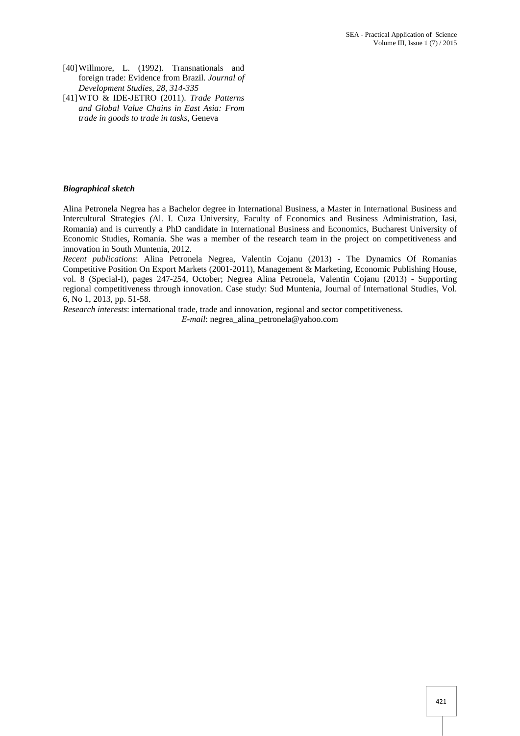[40] Willmore, L. (1992). Transnationals and foreign trade: Evidence from Brazil. *Journal of Development Studies, 28, 314-335*

[41] WTO & IDE-JETRO (2011). *Trade Patterns and Global Value Chains in East Asia: From trade in goods to trade in tasks*, Geneva

***Biographical sketch***

Alina Petronela Negrea has a Bachelor degree in International Business, a Master in International Business and Intercultural Strategies *(*Al. I. Cuza University, Faculty of Economics and Business Administration, Iasi, Romania) and is currently a PhD candidate in International Business and Economics, Bucharest University of Economic Studies, Romania. She was a member of the research team in the project on competitiveness and innovation in South Muntenia, 2012.

*Recent publications*: Alina Petronela Negrea, Valentin Cojanu (2013) - The Dynamics Of Romanias Competitive Position On Export Markets (2001-2011), Management & Marketing, Economic Publishing House, vol. 8 (Special-I), pages 247-254, October; Negrea Alina Petronela, Valentin Cojanu (2013) - Supporting regional competitiveness through innovation. Case study: Sud Muntenia, Journal of International Studies, Vol. 6, No 1, 2013, pp. 51-58.

*Research interests*: international trade, trade and innovation, regional and sector competitiveness.

*E-mail*: negrea_alina_petronela@yahoo.com